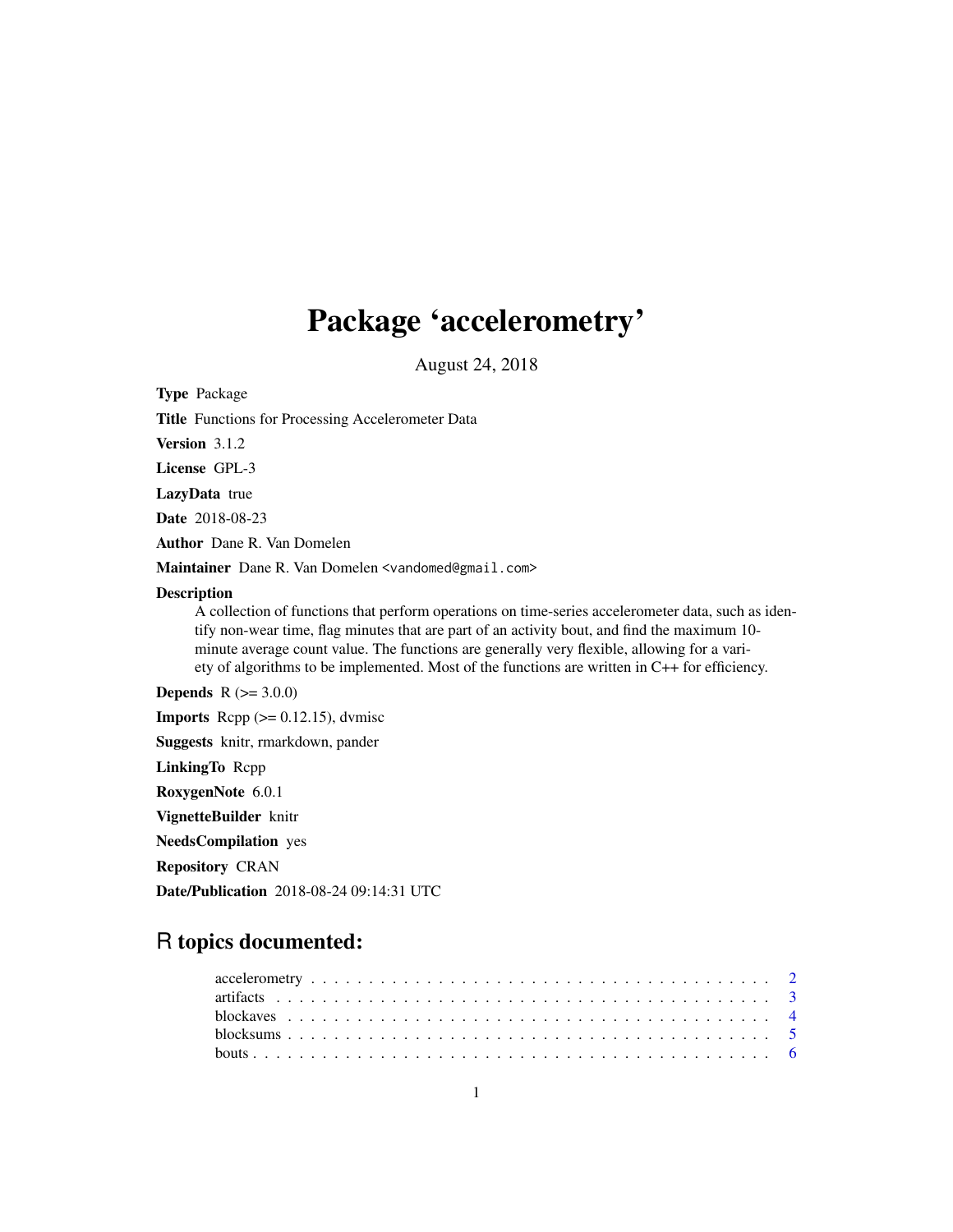# Package 'accelerometry'

August 24, 2018

**Type** Package

**Title** Functions for Processing Accelerometer Data

**Version** 3.1.2

**License** GPL-3

**LazyData** true

**Date** 2018-08-23

**Author** Dane R. Van Domelen

**Maintainer** Dane R. Van Domelen <vandomed@gmail.com>

**Description**
A collection of functions that perform operations on time-series accelerometer data, such as identify non-wear time, flag minutes that are part of an activity bout, and find the maximum 10-minute average count value. The functions are generally very flexible, allowing for a variety of algorithms to be implemented. Most of the functions are written in C++ for efficiency.

**Depends** R (>= 3.0.0)

**Imports** Rcpp (>= 0.12.15), dvmisc

**Suggests** knitr, rmarkdown, pander

**LinkingTo** Rcpp

**RoxygenNote** 6.0.1

**VignetteBuilder** knitr

**NeedsCompilation** yes

**Repository** CRAN

**Date/Publication** 2018-08-24 09:14:31 UTC

## R topics documented:

- accelerometry . . . . . . . . . . 2
- artifacts . . . . . . . . . . 3
- blockaves . . . . . . . . . . 4
- blocksums . . . . . . . . . . 5
- bouts . . . . . . . . . . 6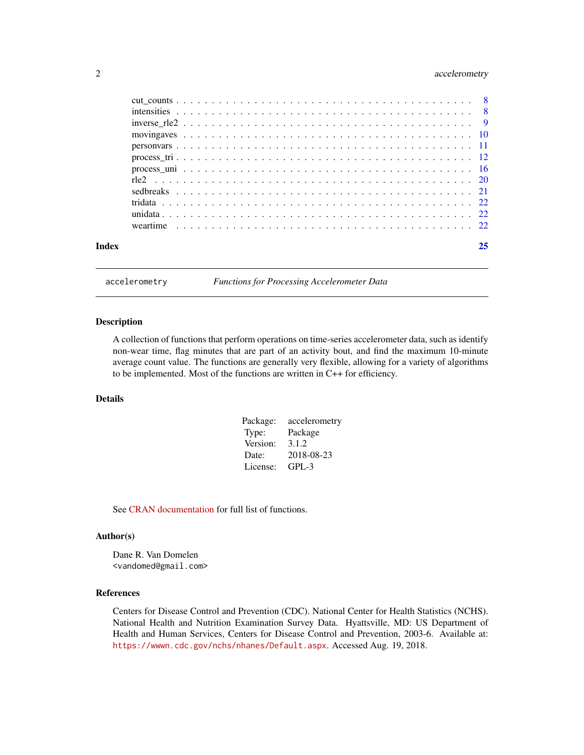| | |
|---|---|
| cut_counts | 8 |
| intensities | 8 |
| inverse_rle2 | 9 |
| movingaves | 10 |
| personvars | 11 |
| process_tri | 12 |
| process_uni | 16 |
| rle2 | 20 |
| sedbreaks | 21 |
| tridata | 22 |
| unidata | 22 |
| weartime | 22 |

**Index** **25**

---

`accelerometry` *Functions for Processing Accelerometer Data*

---

### Description

A collection of functions that perform operations on time-series accelerometer data, such as identify non-wear time, flag minutes that are part of an activity bout, and find the maximum 10-minute average count value. The functions are generally very flexible, allowing for a variety of algorithms to be implemented. Most of the functions are written in C++ for efficiency.

### Details

| | |
|---|---|
| Package: | accelerometry |
| Type: | Package |
| Version: | 3.1.2 |
| Date: | 2018-08-23 |
| License: | GPL-3 |

See CRAN documentation for full list of functions.

### Author(s)

Dane R. Van Domelen
`<vandomed@gmail.com>`

### References

Centers for Disease Control and Prevention (CDC). National Center for Health Statistics (NCHS). National Health and Nutrition Examination Survey Data. Hyattsville, MD: US Department of Health and Human Services, Centers for Disease Control and Prevention, 2003-6. Available at: `https://wwwn.cdc.gov/nchs/nhanes/Default.aspx`. Accessed Aug. 19, 2018.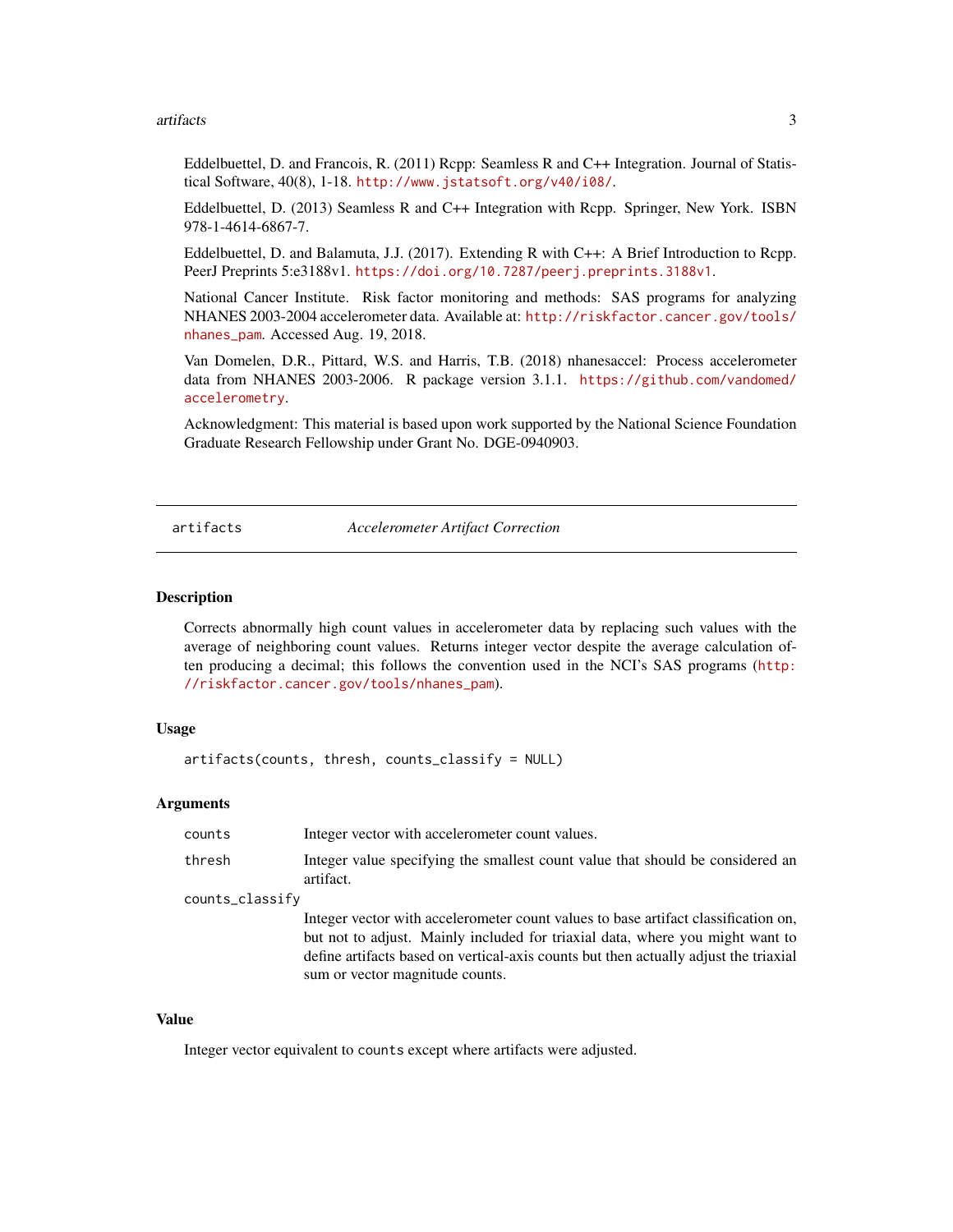Eddelbuettel, D. and Francois, R. (2011) Rcpp: Seamless R and C++ Integration. Journal of Statistical Software, 40(8), 1-18. http://www.jstatsoft.org/v40/i08/.

Eddelbuettel, D. (2013) Seamless R and C++ Integration with Rcpp. Springer, New York. ISBN 978-1-4614-6867-7.

Eddelbuettel, D. and Balamuta, J.J. (2017). Extending R with C++: A Brief Introduction to Rcpp. PeerJ Preprints 5:e3188v1. https://doi.org/10.7287/peerj.preprints.3188v1.

National Cancer Institute. Risk factor monitoring and methods: SAS programs for analyzing NHANES 2003-2004 accelerometer data. Available at: http://riskfactor.cancer.gov/tools/nhanes_pam. Accessed Aug. 19, 2018.

Van Domelen, D.R., Pittard, W.S. and Harris, T.B. (2018) nhanesaccel: Process accelerometer data from NHANES 2003-2006. R package version 3.1.1. https://github.com/vandomed/accelerometry.

Acknowledgment: This material is based upon work supported by the National Science Foundation Graduate Research Fellowship under Grant No. DGE-0940903.

---

## artifacts — *Accelerometer Artifact Correction*

### Description

Corrects abnormally high count values in accelerometer data by replacing such values with the average of neighboring count values. Returns integer vector despite the average calculation often producing a decimal; this follows the convention used in the NCI's SAS programs (http://riskfactor.cancer.gov/tools/nhanes_pam).

### Usage

```
artifacts(counts, thresh, counts_classify = NULL)
```

### Arguments

| | |
|---|---|
| `counts` | Integer vector with accelerometer count values. |
| `thresh` | Integer value specifying the smallest count value that should be considered an artifact. |
| `counts_classify` | Integer vector with accelerometer count values to base artifact classification on, but not to adjust. Mainly included for triaxial data, where you might want to define artifacts based on vertical-axis counts but then actually adjust the triaxial sum or vector magnitude counts. |

### Value

Integer vector equivalent to `counts` except where artifacts were adjusted.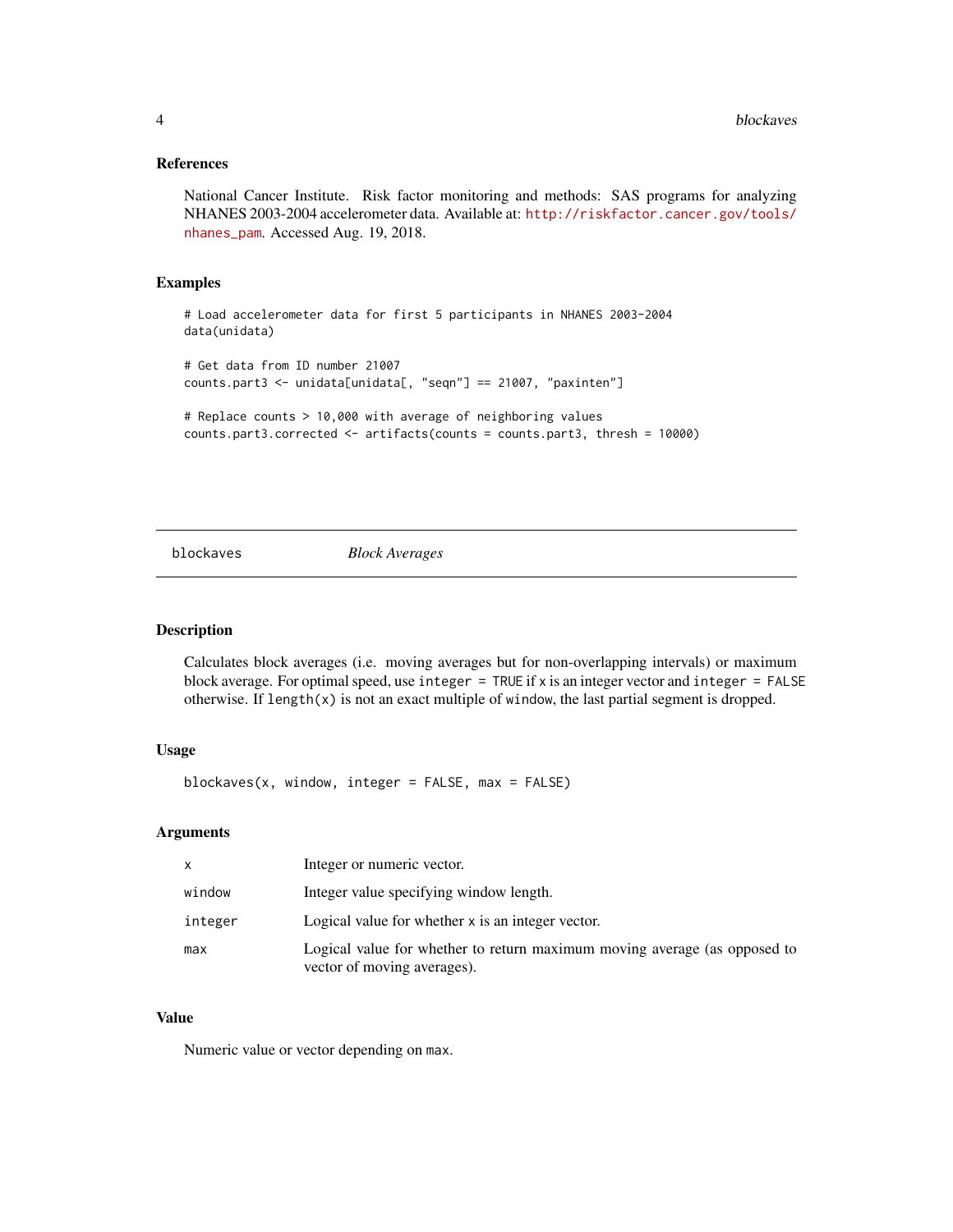## References

National Cancer Institute. Risk factor monitoring and methods: SAS programs for analyzing NHANES 2003-2004 accelerometer data. Available at: http://riskfactor.cancer.gov/tools/nhanes_pam. Accessed Aug. 19, 2018.

## Examples

```
# Load accelerometer data for first 5 participants in NHANES 2003-2004
data(unidata)

# Get data from ID number 21007
counts.part3 <- unidata[unidata[, "seqn"] == 21007, "paxinten"]

# Replace counts > 10,000 with average of neighboring values
counts.part3.corrected <- artifacts(counts = counts.part3, thresh = 10000)
```

---

# blockaves — *Block Averages*

---

## Description

Calculates block averages (i.e. moving averages but for non-overlapping intervals) or maximum block average. For optimal speed, use `integer = TRUE` if `x` is an integer vector and `integer = FALSE` otherwise. If `length(x)` is not an exact multiple of `window`, the last partial segment is dropped.

## Usage

```
blockaves(x, window, integer = FALSE, max = FALSE)
```

## Arguments

| | |
|---|---|
| `x` | Integer or numeric vector. |
| `window` | Integer value specifying window length. |
| `integer` | Logical value for whether `x` is an integer vector. |
| `max` | Logical value for whether to return maximum moving average (as opposed to vector of moving averages). |

## Value

Numeric value or vector depending on `max`.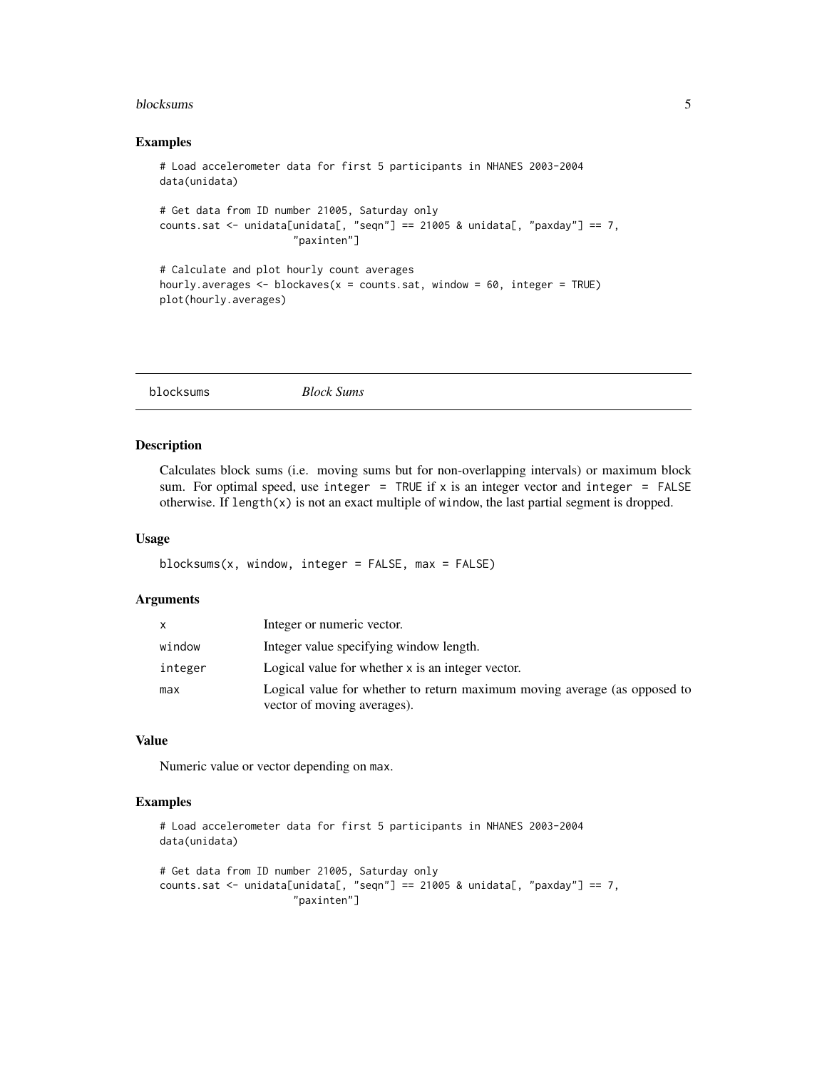## Examples

```
# Load accelerometer data for first 5 participants in NHANES 2003-2004
data(unidata)

# Get data from ID number 21005, Saturday only
counts.sat <- unidata[unidata[, "seqn"] == 21005 & unidata[, "paxday"] == 7,
                      "paxinten"]

# Calculate and plot hourly count averages
hourly.averages <- blockaves(x = counts.sat, window = 60, integer = TRUE)
plot(hourly.averages)
```

---

# blocksums — *Block Sums*

## Description

Calculates block sums (i.e. moving sums but for non-overlapping intervals) or maximum block sum. For optimal speed, use `integer = TRUE` if `x` is an integer vector and `integer = FALSE` otherwise. If `length(x)` is not an exact multiple of `window`, the last partial segment is dropped.

## Usage

```
blocksums(x, window, integer = FALSE, max = FALSE)
```

## Arguments

| | |
|---|---|
| `x` | Integer or numeric vector. |
| `window` | Integer value specifying window length. |
| `integer` | Logical value for whether `x` is an integer vector. |
| `max` | Logical value for whether to return maximum moving average (as opposed to vector of moving averages). |

## Value

Numeric value or vector depending on `max`.

## Examples

```
# Load accelerometer data for first 5 participants in NHANES 2003-2004
data(unidata)

# Get data from ID number 21005, Saturday only
counts.sat <- unidata[unidata[, "seqn"] == 21005 & unidata[, "paxday"] == 7,
                      "paxinten"]
```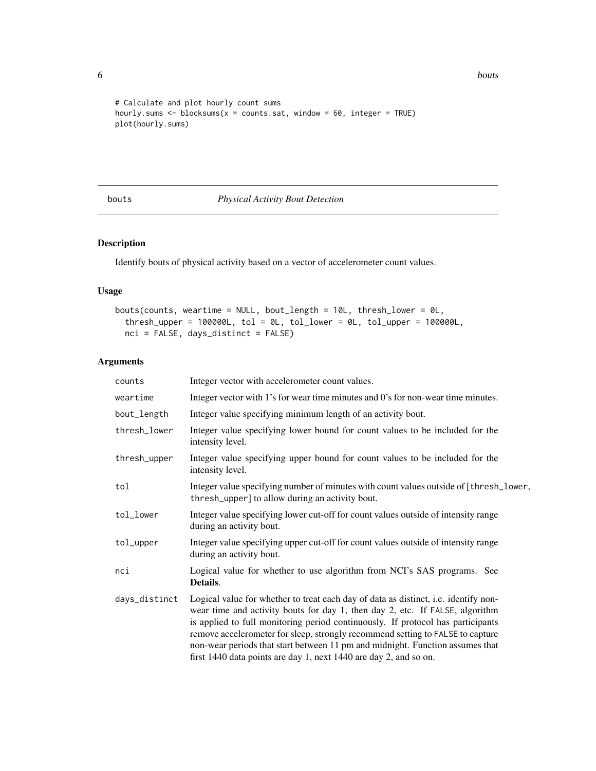```
# Calculate and plot hourly count sums
hourly.sums <- blocksums(x = counts.sat, window = 60, integer = TRUE)
plot(hourly.sums)
```

## bouts — *Physical Activity Bout Detection*

### Description

Identify bouts of physical activity based on a vector of accelerometer count values.

### Usage

```
bouts(counts, weartime = NULL, bout_length = 10L, thresh_lower = 0L,
  thresh_upper = 100000L, tol = 0L, tol_lower = 0L, tol_upper = 100000L,
  nci = FALSE, days_distinct = FALSE)
```

### Arguments

| Argument | Description |
|---|---|
| `counts` | Integer vector with accelerometer count values. |
| `weartime` | Integer vector with 1's for wear time minutes and 0's for non-wear time minutes. |
| `bout_length` | Integer value specifying minimum length of an activity bout. |
| `thresh_lower` | Integer value specifying lower bound for count values to be included for the intensity level. |
| `thresh_upper` | Integer value specifying upper bound for count values to be included for the intensity level. |
| `tol` | Integer value specifying number of minutes with count values outside of `[thresh_lower, thresh_upper]` to allow during an activity bout. |
| `tol_lower` | Integer value specifying lower cut-off for count values outside of intensity range during an activity bout. |
| `tol_upper` | Integer value specifying upper cut-off for count values outside of intensity range during an activity bout. |
| `nci` | Logical value for whether to use algorithm from NCI's SAS programs. See **Details**. |
| `days_distinct` | Logical value for whether to treat each day of data as distinct, i.e. identify non-wear time and activity bouts for day 1, then day 2, etc. If `FALSE`, algorithm is applied to full monitoring period continuously. If protocol has participants remove accelerometer for sleep, strongly recommend setting to `FALSE` to capture non-wear periods that start between 11 pm and midnight. Function assumes that first 1440 data points are day 1, next 1440 are day 2, and so on. |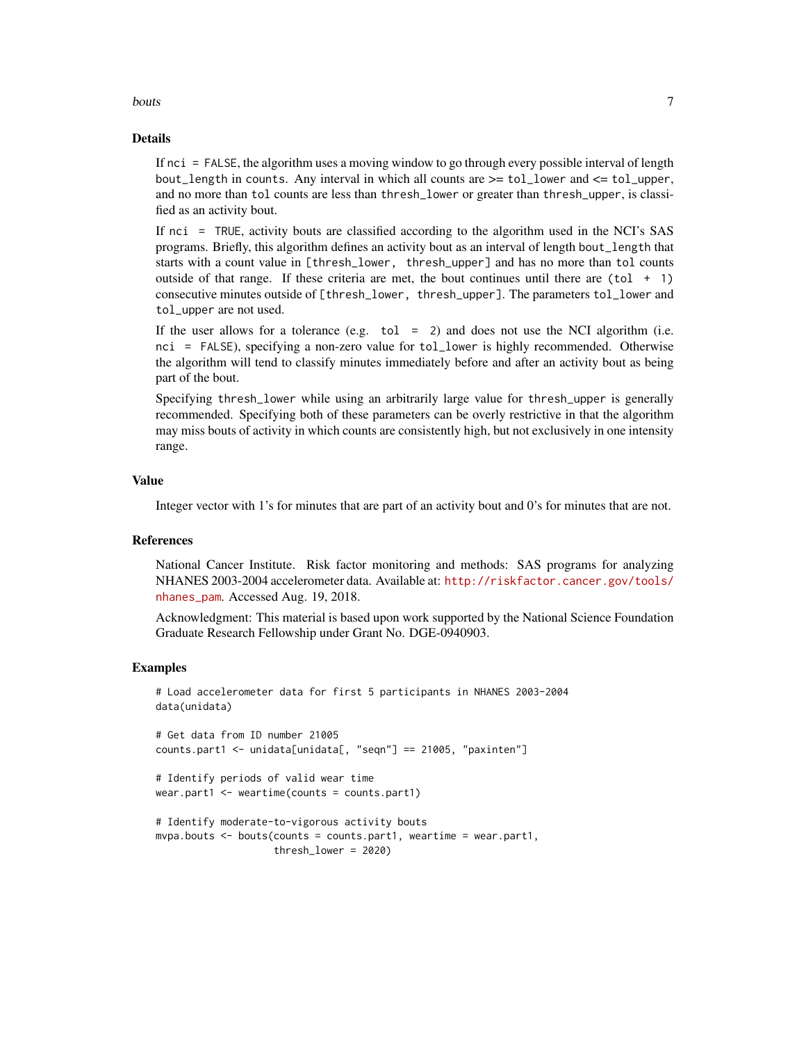### Details

If `nci = FALSE`, the algorithm uses a moving window to go through every possible interval of length `bout_length` in `counts`. Any interval in which all counts are >= `tol_lower` and <= `tol_upper`, and no more than `tol` counts are less than `thresh_lower` or greater than `thresh_upper`, is classified as an activity bout.

If `nci = TRUE`, activity bouts are classified according to the algorithm used in the NCI's SAS programs. Briefly, this algorithm defines an activity bout as an interval of length `bout_length` that starts with a count value in `[thresh_lower, thresh_upper]` and has no more than `tol` counts outside of that range. If these criteria are met, the bout continues until there are `(tol + 1)` consecutive minutes outside of `[thresh_lower, thresh_upper]`. The parameters `tol_lower` and `tol_upper` are not used.

If the user allows for a tolerance (e.g. `tol = 2`) and does not use the NCI algorithm (i.e. `nci = FALSE`), specifying a non-zero value for `tol_lower` is highly recommended. Otherwise the algorithm will tend to classify minutes immediately before and after an activity bout as being part of the bout.

Specifying `thresh_lower` while using an arbitrarily large value for `thresh_upper` is generally recommended. Specifying both of these parameters can be overly restrictive in that the algorithm may miss bouts of activity in which counts are consistently high, but not exclusively in one intensity range.

### Value

Integer vector with 1's for minutes that are part of an activity bout and 0's for minutes that are not.

### References

National Cancer Institute. Risk factor monitoring and methods: SAS programs for analyzing NHANES 2003-2004 accelerometer data. Available at: http://riskfactor.cancer.gov/tools/nhanes_pam. Accessed Aug. 19, 2018.

Acknowledgment: This material is based upon work supported by the National Science Foundation Graduate Research Fellowship under Grant No. DGE-0940903.

### Examples

```
# Load accelerometer data for first 5 participants in NHANES 2003-2004
data(unidata)

# Get data from ID number 21005
counts.part1 <- unidata[unidata[, "seqn"] == 21005, "paxinten"]

# Identify periods of valid wear time
wear.part1 <- weartime(counts = counts.part1)

# Identify moderate-to-vigorous activity bouts
mvpa.bouts <- bouts(counts = counts.part1, weartime = wear.part1,
                    thresh_lower = 2020)
```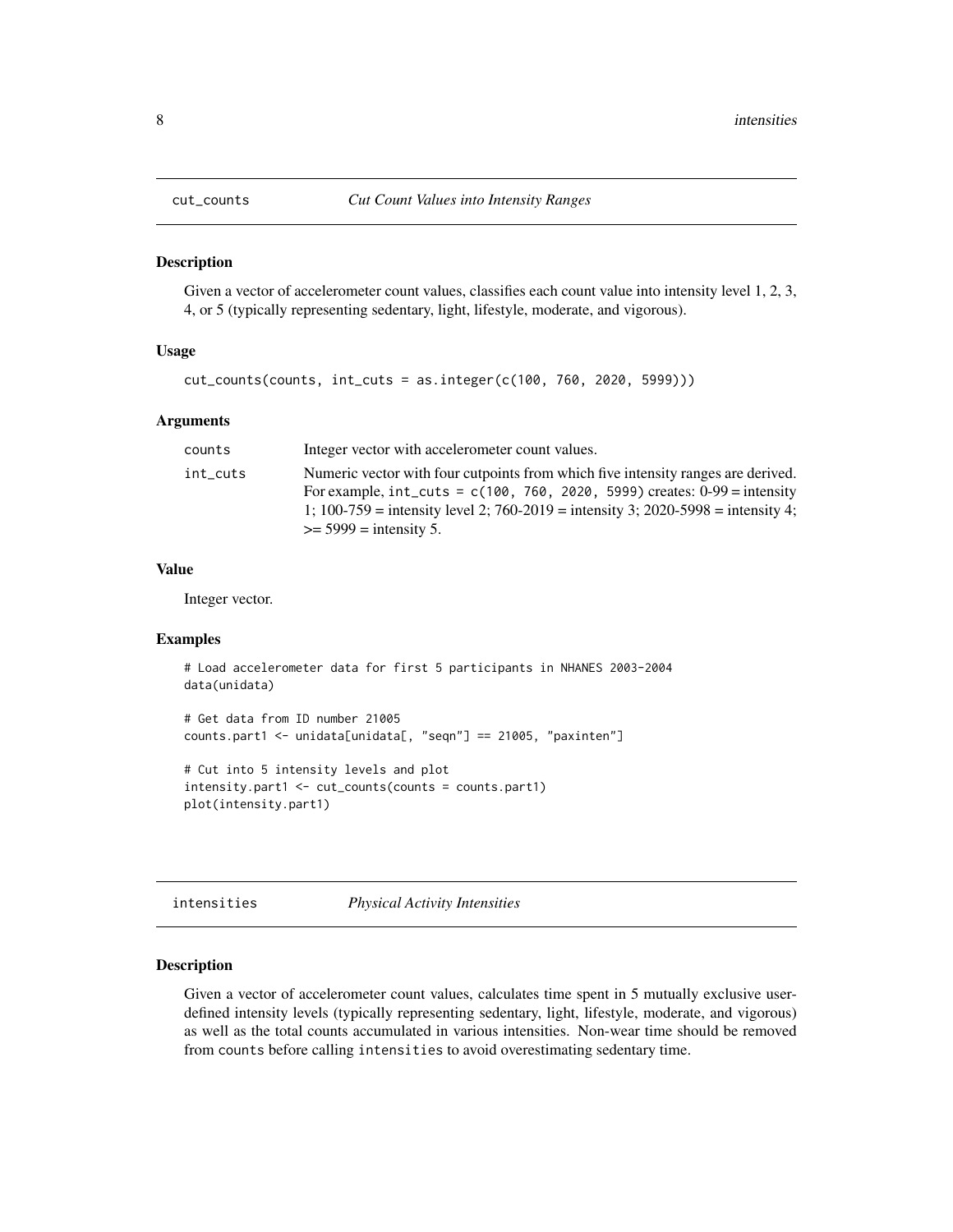## cut_counts — *Cut Count Values into Intensity Ranges*

### Description

Given a vector of accelerometer count values, classifies each count value into intensity level 1, 2, 3, 4, or 5 (typically representing sedentary, light, lifestyle, moderate, and vigorous).

### Usage

```
cut_counts(counts, int_cuts = as.integer(c(100, 760, 2020, 5999)))
```

### Arguments

| | |
|---|---|
| counts | Integer vector with accelerometer count values. |
| int_cuts | Numeric vector with four cutpoints from which five intensity ranges are derived. For example, `int_cuts = c(100, 760, 2020, 5999)` creates: 0-99 = intensity 1; 100-759 = intensity level 2; 760-2019 = intensity 3; 2020-5998 = intensity 4; >= 5999 = intensity 5. |

### Value

Integer vector.

### Examples

```
# Load accelerometer data for first 5 participants in NHANES 2003-2004
data(unidata)

# Get data from ID number 21005
counts.part1 <- unidata[unidata[, "seqn"] == 21005, "paxinten"]

# Cut into 5 intensity levels and plot
intensity.part1 <- cut_counts(counts = counts.part1)
plot(intensity.part1)
```

## intensities — *Physical Activity Intensities*

### Description

Given a vector of accelerometer count values, calculates time spent in 5 mutually exclusive user-defined intensity levels (typically representing sedentary, light, lifestyle, moderate, and vigorous) as well as the total counts accumulated in various intensities. Non-wear time should be removed from `counts` before calling `intensities` to avoid overestimating sedentary time.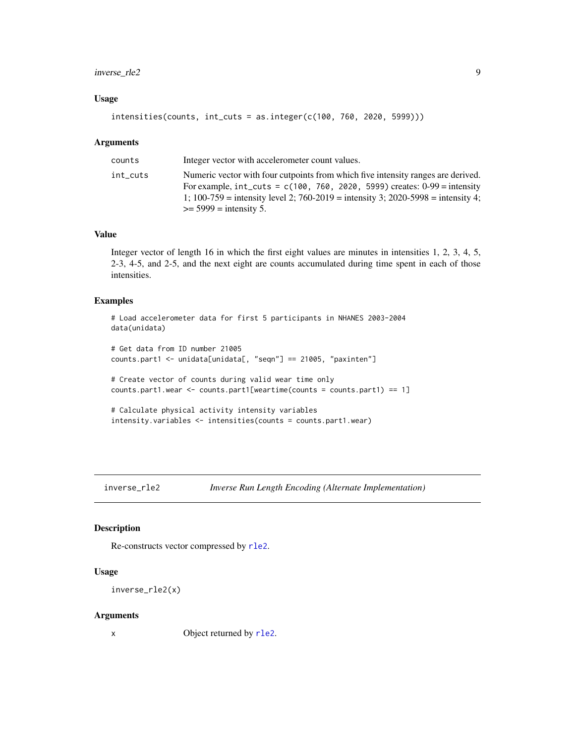### Usage

```
intensities(counts, int_cuts = as.integer(c(100, 760, 2020, 5999)))
```

### Arguments

| | |
|---|---|
| `counts` | Integer vector with accelerometer count values. |
| `int_cuts` | Numeric vector with four cutpoints from which five intensity ranges are derived. For example, `int_cuts = c(100, 760, 2020, 5999)` creates: 0-99 = intensity 1; 100-759 = intensity level 2; 760-2019 = intensity 3; 2020-5998 = intensity 4; >= 5999 = intensity 5. |

### Value

Integer vector of length 16 in which the first eight values are minutes in intensities 1, 2, 3, 4, 5, 2-3, 4-5, and 2-5, and the next eight are counts accumulated during time spent in each of those intensities.

### Examples

```
# Load accelerometer data for first 5 participants in NHANES 2003-2004
data(unidata)

# Get data from ID number 21005
counts.part1 <- unidata[unidata[, "seqn"] == 21005, "paxinten"]

# Create vector of counts during valid wear time only
counts.part1.wear <- counts.part1[weartime(counts = counts.part1) == 1]

# Calculate physical activity intensity variables
intensity.variables <- intensities(counts = counts.part1.wear)
```

---

## inverse_rle2 — *Inverse Run Length Encoding (Alternate Implementation)*

---

### Description

Re-constructs vector compressed by `rle2`.

### Usage

```
inverse_rle2(x)
```

### Arguments

| | |
|---|---|
| `x` | Object returned by `rle2`. |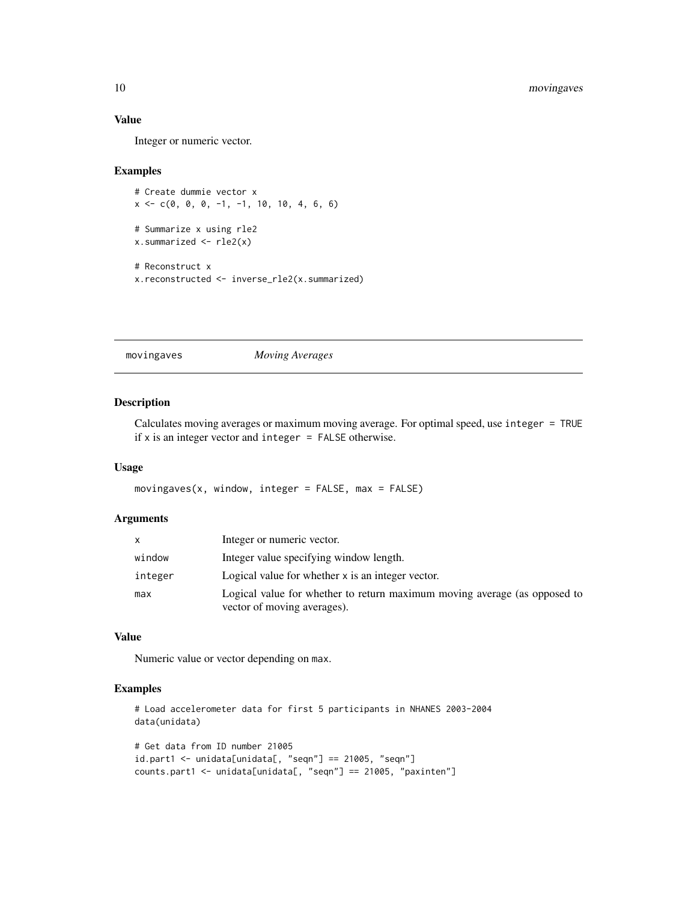### Value

Integer or numeric vector.

### Examples

```
# Create dummie vector x
x <- c(0, 0, 0, -1, -1, 10, 10, 4, 6, 6)

# Summarize x using rle2
x.summarized <- rle2(x)

# Reconstruct x
x.reconstructed <- inverse_rle2(x.summarized)
```

---

## movingaves *Moving Averages*

---

### Description

Calculates moving averages or maximum moving average. For optimal speed, use `integer = TRUE` if `x` is an integer vector and `integer = FALSE` otherwise.

### Usage

```
movingaves(x, window, integer = FALSE, max = FALSE)
```

### Arguments

| | |
|---|---|
| `x` | Integer or numeric vector. |
| `window` | Integer value specifying window length. |
| `integer` | Logical value for whether `x` is an integer vector. |
| `max` | Logical value for whether to return maximum moving average (as opposed to vector of moving averages). |

### Value

Numeric value or vector depending on `max`.

### Examples

```
# Load accelerometer data for first 5 participants in NHANES 2003-2004
data(unidata)

# Get data from ID number 21005
id.part1 <- unidata[unidata[, "seqn"] == 21005, "seqn"]
counts.part1 <- unidata[unidata[, "seqn"] == 21005, "paxinten"]
```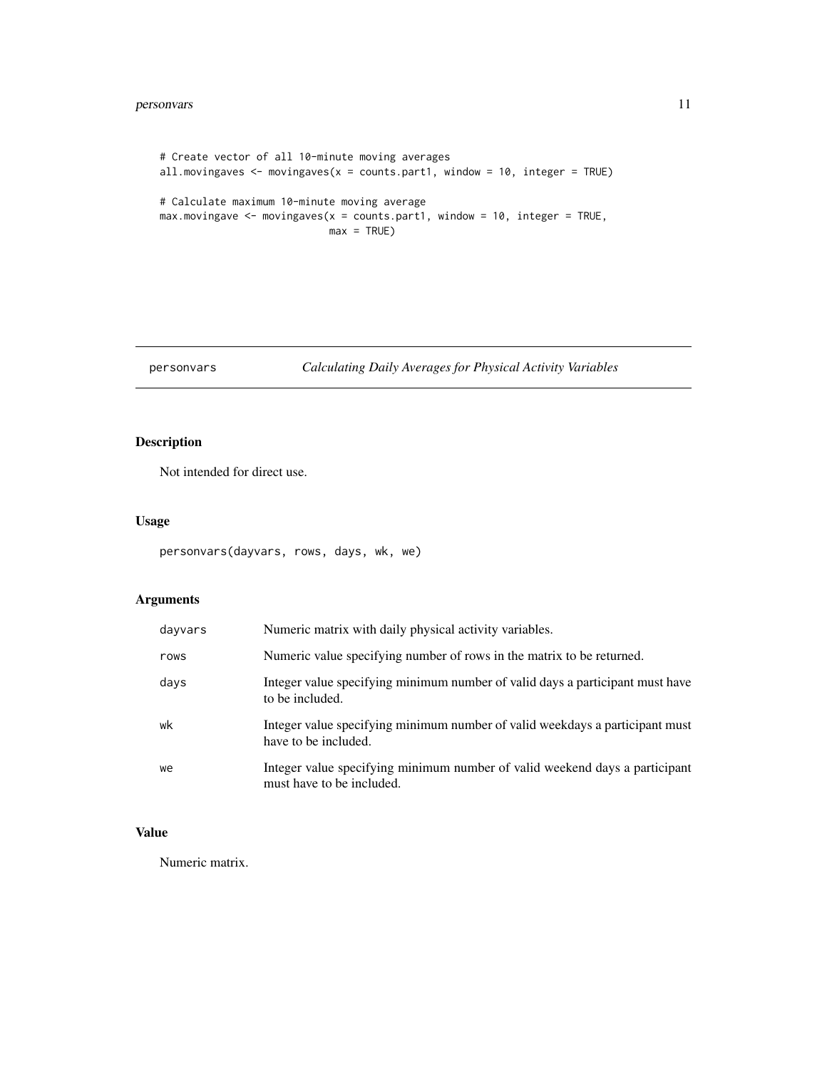```
# Create vector of all 10-minute moving averages
all.movingaves <- movingaves(x = counts.part1, window = 10, integer = TRUE)

# Calculate maximum 10-minute moving average
max.movingave <- movingaves(x = counts.part1, window = 10, integer = TRUE,
                            max = TRUE)
```

---

## personvars — *Calculating Daily Averages for Physical Activity Variables*

---

### Description

Not intended for direct use.

### Usage

```
personvars(dayvars, rows, days, wk, we)
```

### Arguments

| | |
|---|---|
| `dayvars` | Numeric matrix with daily physical activity variables. |
| `rows` | Numeric value specifying number of rows in the matrix to be returned. |
| `days` | Integer value specifying minimum number of valid days a participant must have to be included. |
| `wk` | Integer value specifying minimum number of valid weekdays a participant must have to be included. |
| `we` | Integer value specifying minimum number of valid weekend days a participant must have to be included. |

### Value

Numeric matrix.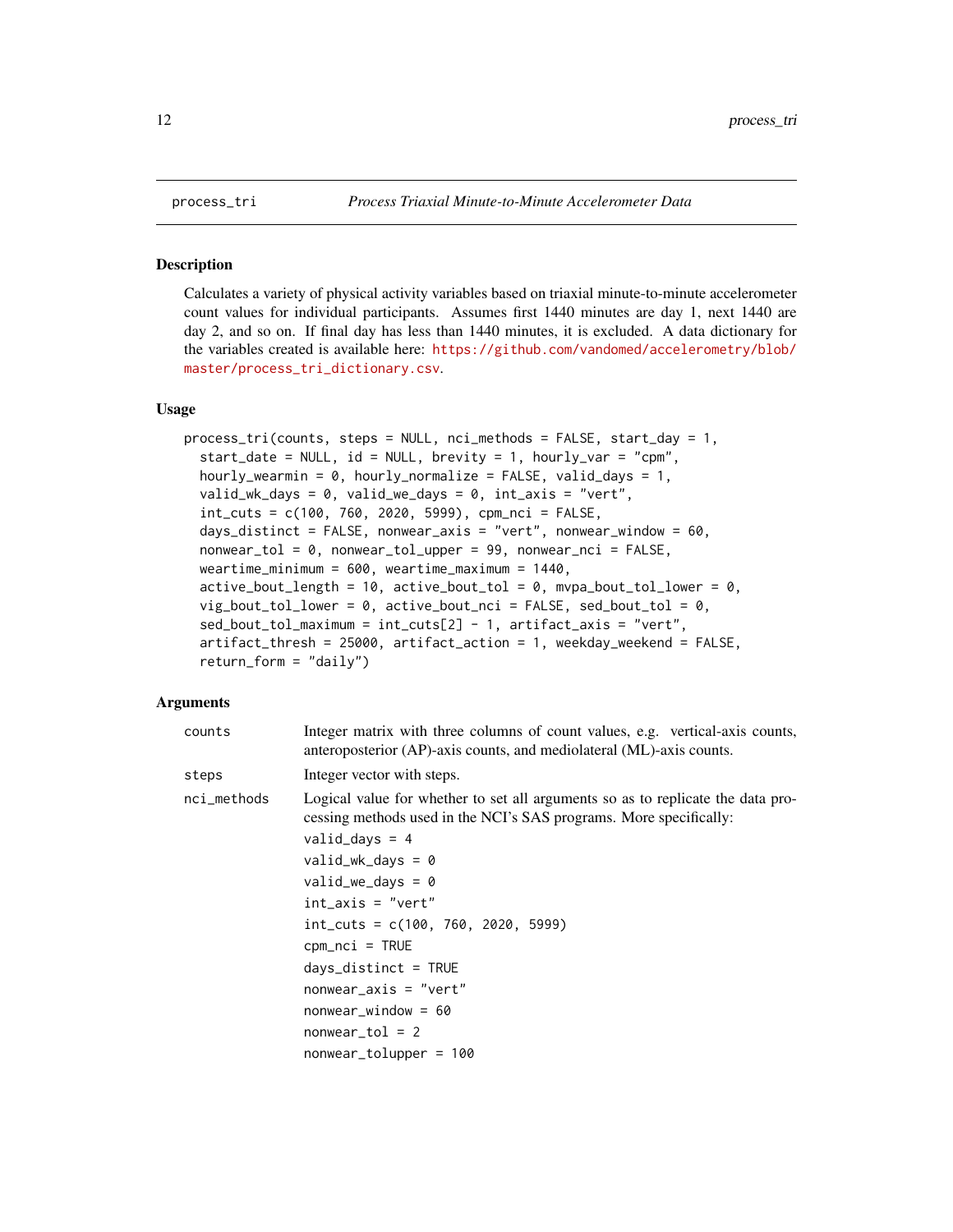## process_tri — *Process Triaxial Minute-to-Minute Accelerometer Data*

### Description

Calculates a variety of physical activity variables based on triaxial minute-to-minute accelerometer count values for individual participants. Assumes first 1440 minutes are day 1, next 1440 are day 2, and so on. If final day has less than 1440 minutes, it is excluded. A data dictionary for the variables created is available here: https://github.com/vandomed/accelerometry/blob/master/process_tri_dictionary.csv.

### Usage

```
process_tri(counts, steps = NULL, nci_methods = FALSE, start_day = 1,
  start_date = NULL, id = NULL, brevity = 1, hourly_var = "cpm",
  hourly_wearmin = 0, hourly_normalize = FALSE, valid_days = 1,
  valid_wk_days = 0, valid_we_days = 0, int_axis = "vert",
  int_cuts = c(100, 760, 2020, 5999), cpm_nci = FALSE,
  days_distinct = FALSE, nonwear_axis = "vert", nonwear_window = 60,
  nonwear_tol = 0, nonwear_tol_upper = 99, nonwear_nci = FALSE,
  weartime_minimum = 600, weartime_maximum = 1440,
  active_bout_length = 10, active_bout_tol = 0, mvpa_bout_tol_lower = 0,
  vig_bout_tol_lower = 0, active_bout_nci = FALSE, sed_bout_tol = 0,
  sed_bout_tol_maximum = int_cuts[2] - 1, artifact_axis = "vert",
  artifact_thresh = 25000, artifact_action = 1, weekday_weekend = FALSE,
  return_form = "daily")
```

### Arguments

| Argument | Description |
|---|---|
| `counts` | Integer matrix with three columns of count values, e.g. vertical-axis counts, anteroposterior (AP)-axis counts, and mediolateral (ML)-axis counts. |
| `steps` | Integer vector with steps. |
| `nci_methods` | Logical value for whether to set all arguments so as to replicate the data processing methods used in the NCI's SAS programs. More specifically:<br>`valid_days = 4`<br>`valid_wk_days = 0`<br>`valid_we_days = 0`<br>`int_axis = "vert"`<br>`int_cuts = c(100, 760, 2020, 5999)`<br>`cpm_nci = TRUE`<br>`days_distinct = TRUE`<br>`nonwear_axis = "vert"`<br>`nonwear_window = 60`<br>`nonwear_tol = 2`<br>`nonwear_tolupper = 100` |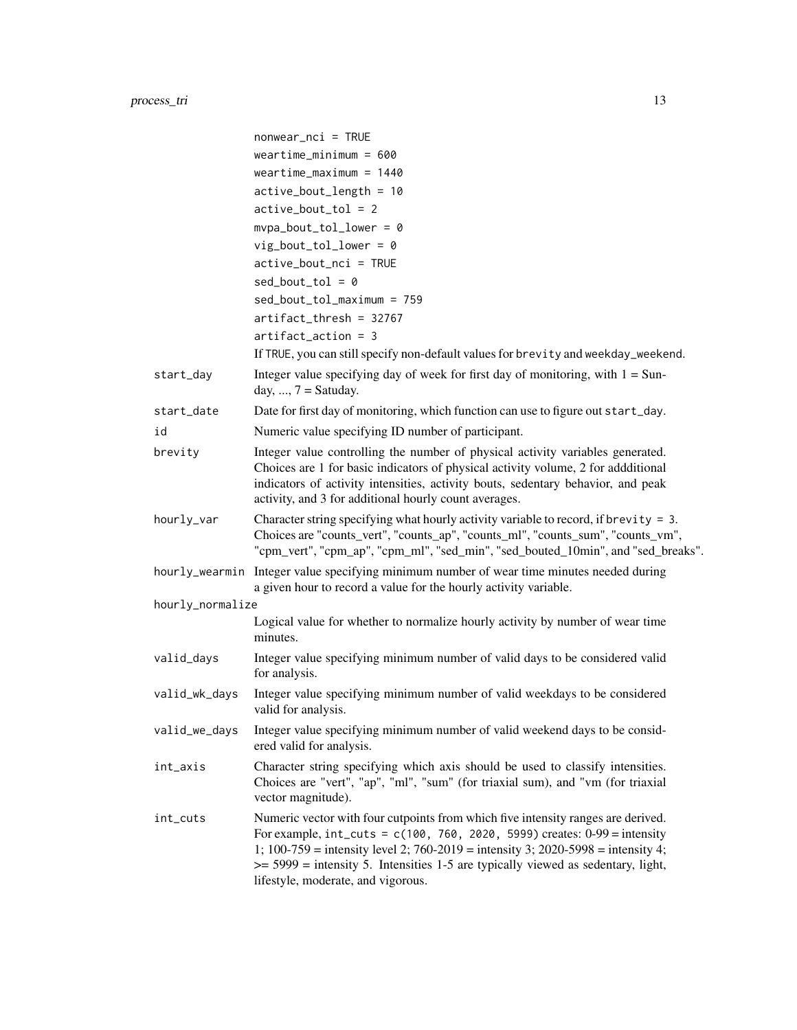```
nonwear_nci = TRUE
weartime_minimum = 600
weartime_maximum = 1440
active_bout_length = 10
active_bout_tol = 2
mvpa_bout_tol_lower = 0
vig_bout_tol_lower = 0
active_bout_nci = TRUE
sed_bout_tol = 0
sed_bout_tol_maximum = 759
artifact_thresh = 32767
artifact_action = 3
```

If TRUE, you can still specify non-default values for brevity and weekday_weekend.

| | |
|---|---|
| start_day | Integer value specifying day of week for first day of monitoring, with 1 = Sunday, ..., 7 = Satuday. |
| start_date | Date for first day of monitoring, which function can use to figure out start_day. |
| id | Numeric value specifying ID number of participant. |
| brevity | Integer value controlling the number of physical activity variables generated. Choices are 1 for basic indicators of physical activity volume, 2 for addditional indicators of activity intensities, activity bouts, sedentary behavior, and peak activity, and 3 for additional hourly count averages. |
| hourly_var | Character string specifying what hourly activity variable to record, if brevity = 3. Choices are "counts_vert", "counts_ap", "counts_ml", "counts_sum", "counts_vm", "cpm_vert", "cpm_ap", "cpm_ml", "sed_min", "sed_bouted_10min", and "sed_breaks". |
| hourly_wearmin | Integer value specifying minimum number of wear time minutes needed during a given hour to record a value for the hourly activity variable. |
| hourly_normalize | Logical value for whether to normalize hourly activity by number of wear time minutes. |
| valid_days | Integer value specifying minimum number of valid days to be considered valid for analysis. |
| valid_wk_days | Integer value specifying minimum number of valid weekdays to be considered valid for analysis. |
| valid_we_days | Integer value specifying minimum number of valid weekend days to be considered valid for analysis. |
| int_axis | Character string specifying which axis should be used to classify intensities. Choices are "vert", "ap", "ml", "sum" (for triaxial sum), and "vm (for triaxial vector magnitude). |
| int_cuts | Numeric vector with four cutpoints from which five intensity ranges are derived. For example, int_cuts = c(100, 760, 2020, 5999) creates: 0-99 = intensity 1; 100-759 = intensity level 2; 760-2019 = intensity 3; 2020-5998 = intensity 4; >= 5999 = intensity 5. Intensities 1-5 are typically viewed as sedentary, light, lifestyle, moderate, and vigorous. |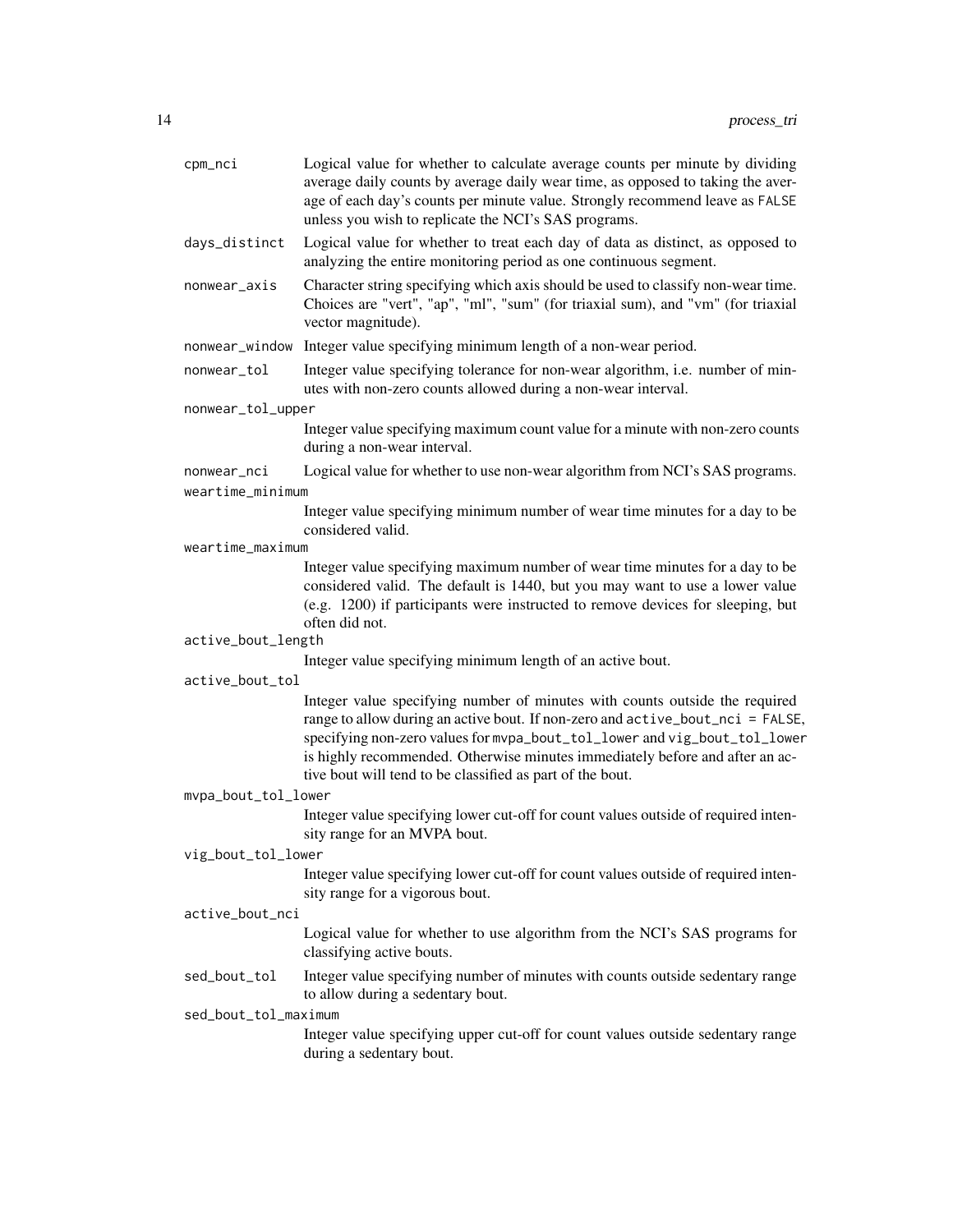`cpm_nci`
: Logical value for whether to calculate average counts per minute by dividing average daily counts by average daily wear time, as opposed to taking the average of each day's counts per minute value. Strongly recommend leave as `FALSE` unless you wish to replicate the NCI's SAS programs.

`days_distinct`
: Logical value for whether to treat each day of data as distinct, as opposed to analyzing the entire monitoring period as one continuous segment.

`nonwear_axis`
: Character string specifying which axis should be used to classify non-wear time. Choices are "vert", "ap", "ml", "sum" (for triaxial sum), and "vm" (for triaxial vector magnitude).

`nonwear_window`
: Integer value specifying minimum length of a non-wear period.

`nonwear_tol`
: Integer value specifying tolerance for non-wear algorithm, i.e. number of minutes with non-zero counts allowed during a non-wear interval.

`nonwear_tol_upper`
: Integer value specifying maximum count value for a minute with non-zero counts during a non-wear interval.

`nonwear_nci`
: Logical value for whether to use non-wear algorithm from NCI's SAS programs.

`weartime_minimum`
: Integer value specifying minimum number of wear time minutes for a day to be considered valid.

`weartime_maximum`
: Integer value specifying maximum number of wear time minutes for a day to be considered valid. The default is 1440, but you may want to use a lower value (e.g. 1200) if participants were instructed to remove devices for sleeping, but often did not.

`active_bout_length`
: Integer value specifying minimum length of an active bout.

`active_bout_tol`
: Integer value specifying number of minutes with counts outside the required range to allow during an active bout. If non-zero and `active_bout_nci = FALSE`, specifying non-zero values for `mvpa_bout_tol_lower` and `vig_bout_tol_lower` is highly recommended. Otherwise minutes immediately before and after an active bout will tend to be classified as part of the bout.

`mvpa_bout_tol_lower`
: Integer value specifying lower cut-off for count values outside of required intensity range for an MVPA bout.

`vig_bout_tol_lower`
: Integer value specifying lower cut-off for count values outside of required intensity range for a vigorous bout.

`active_bout_nci`
: Logical value for whether to use algorithm from the NCI's SAS programs for classifying active bouts.

`sed_bout_tol`
: Integer value specifying number of minutes with counts outside sedentary range to allow during a sedentary bout.

`sed_bout_tol_maximum`
: Integer value specifying upper cut-off for count values outside sedentary range during a sedentary bout.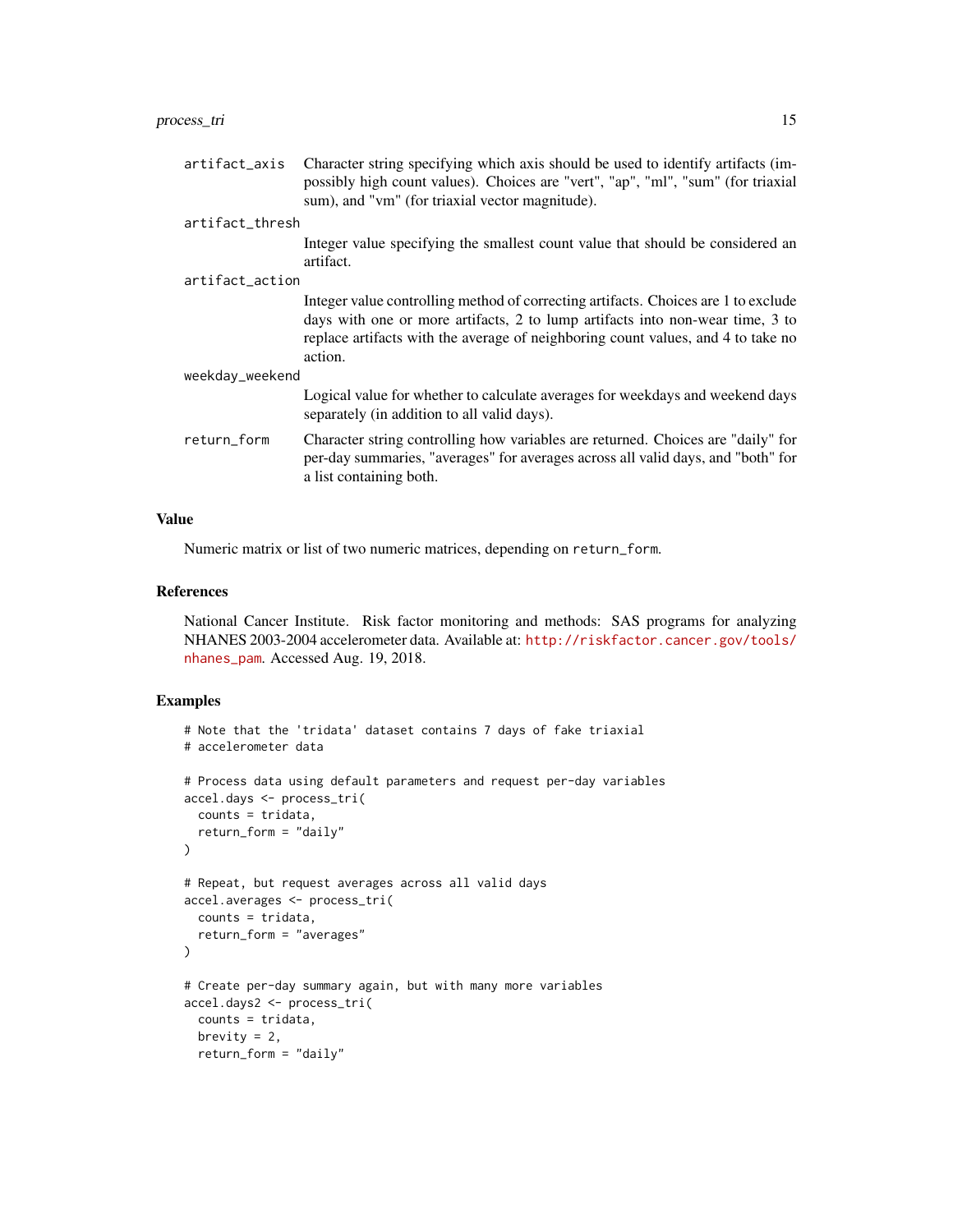| | |
|---|---|
| artifact_axis | Character string specifying which axis should be used to identify artifacts (impossibly high count values). Choices are "vert", "ap", "ml", "sum" (for triaxial sum), and "vm" (for triaxial vector magnitude). |
| artifact_thresh | Integer value specifying the smallest count value that should be considered an artifact. |
| artifact_action | Integer value controlling method of correcting artifacts. Choices are 1 to exclude days with one or more artifacts, 2 to lump artifacts into non-wear time, 3 to replace artifacts with the average of neighboring count values, and 4 to take no action. |
| weekday_weekend | Logical value for whether to calculate averages for weekdays and weekend days separately (in addition to all valid days). |
| return_form | Character string controlling how variables are returned. Choices are "daily" for per-day summaries, "averages" for averages across all valid days, and "both" for a list containing both. |

## Value

Numeric matrix or list of two numeric matrices, depending on `return_form`.

## References

National Cancer Institute. Risk factor monitoring and methods: SAS programs for analyzing NHANES 2003-2004 accelerometer data. Available at: http://riskfactor.cancer.gov/tools/nhanes_pam. Accessed Aug. 19, 2018.

## Examples

```
# Note that the 'tridata' dataset contains 7 days of fake triaxial
# accelerometer data

# Process data using default parameters and request per-day variables
accel.days <- process_tri(
  counts = tridata,
  return_form = "daily"
)

# Repeat, but request averages across all valid days
accel.averages <- process_tri(
  counts = tridata,
  return_form = "averages"
)

# Create per-day summary again, but with many more variables
accel.days2 <- process_tri(
  counts = tridata,
  brevity = 2,
  return_form = "daily"
```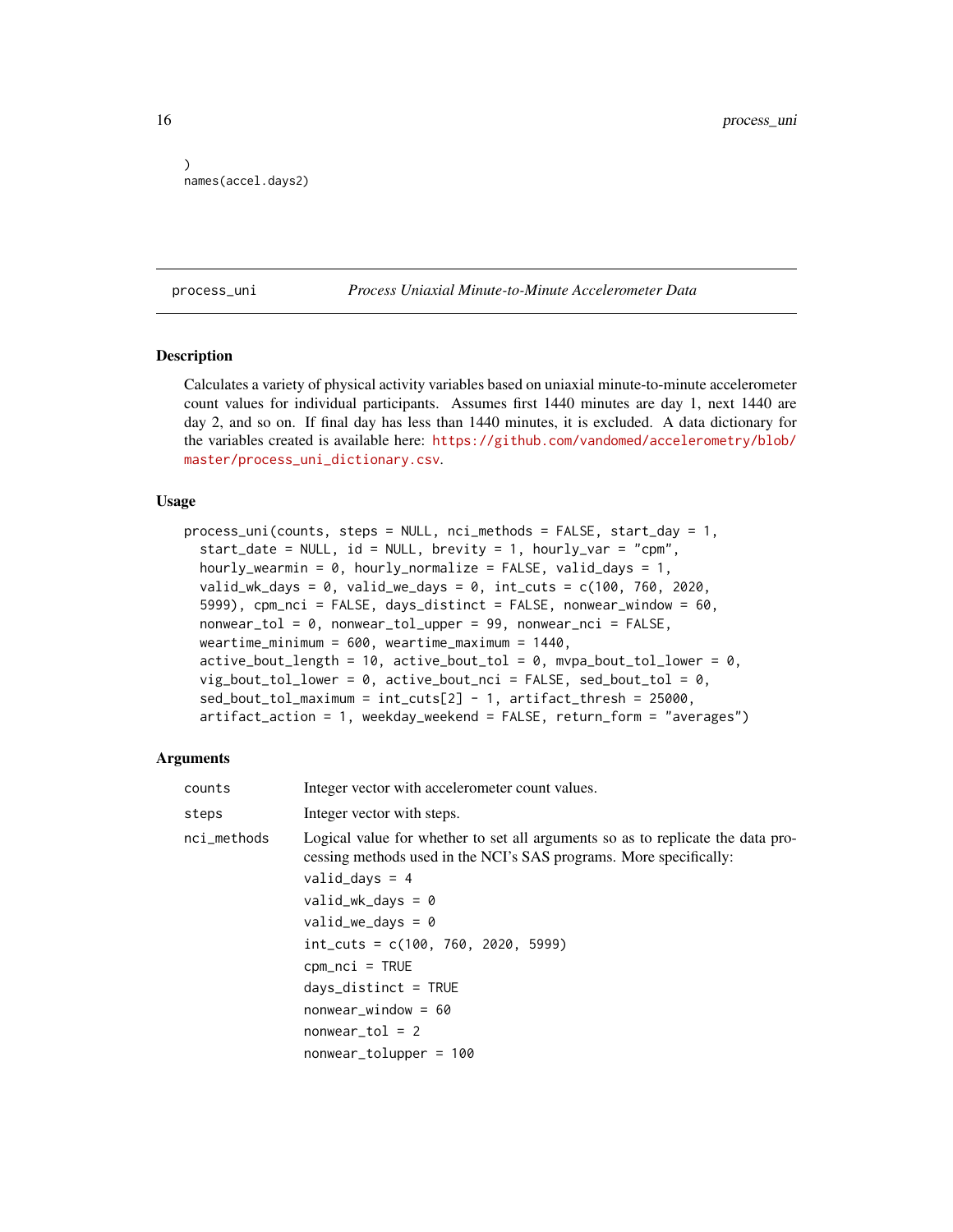```
)
names(accel.days2)
```

## process_uni *Process Uniaxial Minute-to-Minute Accelerometer Data*

### Description

Calculates a variety of physical activity variables based on uniaxial minute-to-minute accelerometer count values for individual participants. Assumes first 1440 minutes are day 1, next 1440 are day 2, and so on. If final day has less than 1440 minutes, it is excluded. A data dictionary for the variables created is available here: https://github.com/vandomed/accelerometry/blob/master/process_uni_dictionary.csv.

### Usage

```
process_uni(counts, steps = NULL, nci_methods = FALSE, start_day = 1,
  start_date = NULL, id = NULL, brevity = 1, hourly_var = "cpm",
  hourly_wearmin = 0, hourly_normalize = FALSE, valid_days = 1,
  valid_wk_days = 0, valid_we_days = 0, int_cuts = c(100, 760, 2020,
  5999), cpm_nci = FALSE, days_distinct = FALSE, nonwear_window = 60,
  nonwear_tol = 0, nonwear_tol_upper = 99, nonwear_nci = FALSE,
  weartime_minimum = 600, weartime_maximum = 1440,
  active_bout_length = 10, active_bout_tol = 0, mvpa_bout_tol_lower = 0,
  vig_bout_tol_lower = 0, active_bout_nci = FALSE, sed_bout_tol = 0,
  sed_bout_tol_maximum = int_cuts[2] - 1, artifact_thresh = 25000,
  artifact_action = 1, weekday_weekend = FALSE, return_form = "averages")
```

### Arguments

| | |
|---|---|
| counts | Integer vector with accelerometer count values. |
| steps | Integer vector with steps. |
| nci_methods | Logical value for whether to set all arguments so as to replicate the data processing methods used in the NCI's SAS programs. More specifically: <br> `valid_days = 4` <br> `valid_wk_days = 0` <br> `valid_we_days = 0` <br> `int_cuts = c(100, 760, 2020, 5999)` <br> `cpm_nci = TRUE` <br> `days_distinct = TRUE` <br> `nonwear_window = 60` <br> `nonwear_tol = 2` <br> `nonwear_tolupper = 100` |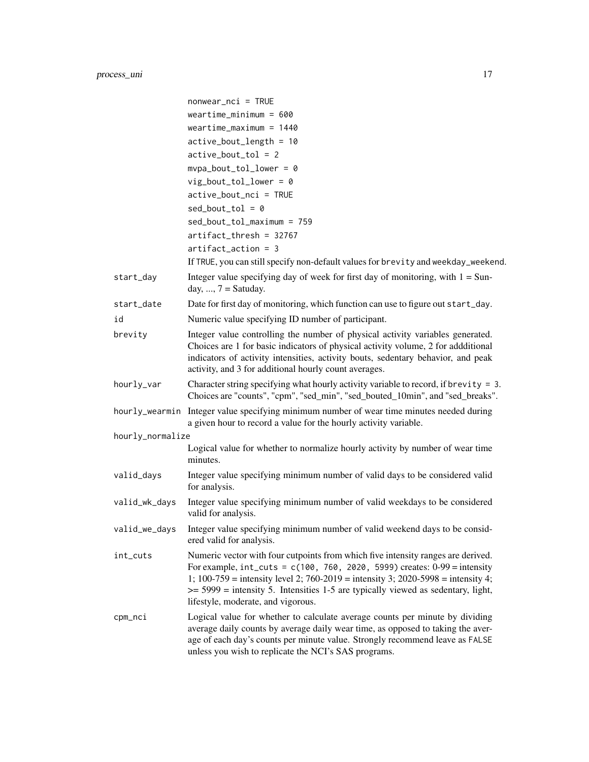```
nonwear_nci = TRUE
weartime_minimum = 600
weartime_maximum = 1440
active_bout_length = 10
active_bout_tol = 2
mvpa_bout_tol_lower = 0
vig_bout_tol_lower = 0
active_bout_nci = TRUE
sed_bout_tol = 0
sed_bout_tol_maximum = 759
artifact_thresh = 32767
artifact_action = 3
```

If TRUE, you can still specify non-default values for brevity and weekday_weekend.

**start_day**
: Integer value specifying day of week for first day of monitoring, with 1 = Sunday, ..., 7 = Satuday.

**start_date**
: Date for first day of monitoring, which function can use to figure out start_day.

**id**
: Numeric value specifying ID number of participant.

**brevity**
: Integer value controlling the number of physical activity variables generated. Choices are 1 for basic indicators of physical activity volume, 2 for addditional indicators of activity intensities, activity bouts, sedentary behavior, and peak activity, and 3 for additional hourly count averages.

**hourly_var**
: Character string specifying what hourly activity variable to record, if brevity = 3. Choices are "counts", "cpm", "sed_min", "sed_bouted_10min", and "sed_breaks".

**hourly_wearmin**
: Integer value specifying minimum number of wear time minutes needed during a given hour to record a value for the hourly activity variable.

**hourly_normalize**
: Logical value for whether to normalize hourly activity by number of wear time minutes.

**valid_days**
: Integer value specifying minimum number of valid days to be considered valid for analysis.

**valid_wk_days**
: Integer value specifying minimum number of valid weekdays to be considered valid for analysis.

**valid_we_days**
: Integer value specifying minimum number of valid weekend days to be considered valid for analysis.

**int_cuts**
: Numeric vector with four cutpoints from which five intensity ranges are derived. For example, int_cuts = c(100, 760, 2020, 5999) creates: 0-99 = intensity 1; 100-759 = intensity level 2; 760-2019 = intensity 3; 2020-5998 = intensity 4; >= 5999 = intensity 5. Intensities 1-5 are typically viewed as sedentary, light, lifestyle, moderate, and vigorous.

**cpm_nci**
: Logical value for whether to calculate average counts per minute by dividing average daily counts by average daily wear time, as opposed to taking the average of each day's counts per minute value. Strongly recommend leave as FALSE unless you wish to replicate the NCI's SAS programs.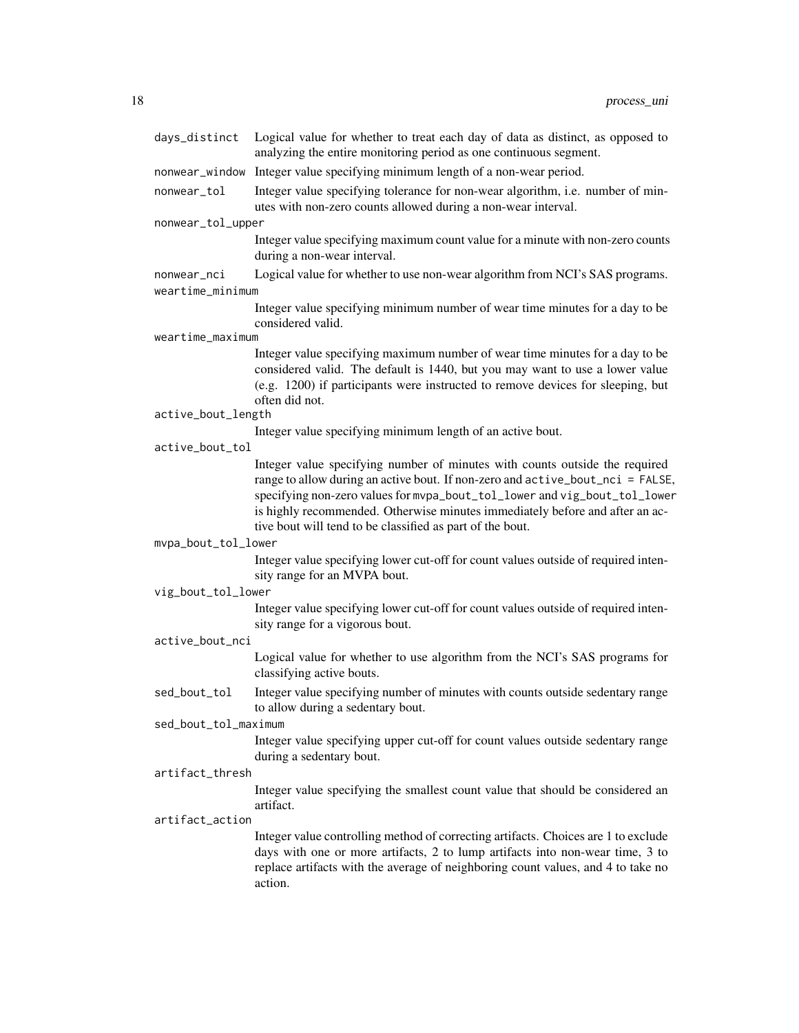`days_distinct` Logical value for whether to treat each day of data as distinct, as opposed to analyzing the entire monitoring period as one continuous segment.

`nonwear_window` Integer value specifying minimum length of a non-wear period.

`nonwear_tol` Integer value specifying tolerance for non-wear algorithm, i.e. number of minutes with non-zero counts allowed during a non-wear interval.

`nonwear_tol_upper`
: Integer value specifying maximum count value for a minute with non-zero counts during a non-wear interval.

`nonwear_nci` Logical value for whether to use non-wear algorithm from NCI's SAS programs.

`weartime_minimum`
: Integer value specifying minimum number of wear time minutes for a day to be considered valid.

`weartime_maximum`
: Integer value specifying maximum number of wear time minutes for a day to be considered valid. The default is 1440, but you may want to use a lower value (e.g. 1200) if participants were instructed to remove devices for sleeping, but often did not.

`active_bout_length`
: Integer value specifying minimum length of an active bout.

`active_bout_tol`
: Integer value specifying number of minutes with counts outside the required range to allow during an active bout. If non-zero and `active_bout_nci = FALSE`, specifying non-zero values for `mvpa_bout_tol_lower` and `vig_bout_tol_lower` is highly recommended. Otherwise minutes immediately before and after an active bout will tend to be classified as part of the bout.

`mvpa_bout_tol_lower`
: Integer value specifying lower cut-off for count values outside of required intensity range for an MVPA bout.

`vig_bout_tol_lower`
: Integer value specifying lower cut-off for count values outside of required intensity range for a vigorous bout.

`active_bout_nci`
: Logical value for whether to use algorithm from the NCI's SAS programs for classifying active bouts.

`sed_bout_tol` Integer value specifying number of minutes with counts outside sedentary range to allow during a sedentary bout.

`sed_bout_tol_maximum`
: Integer value specifying upper cut-off for count values outside sedentary range during a sedentary bout.

`artifact_thresh`
: Integer value specifying the smallest count value that should be considered an artifact.

`artifact_action`
: Integer value controlling method of correcting artifacts. Choices are 1 to exclude days with one or more artifacts, 2 to lump artifacts into non-wear time, 3 to replace artifacts with the average of neighboring count values, and 4 to take no action.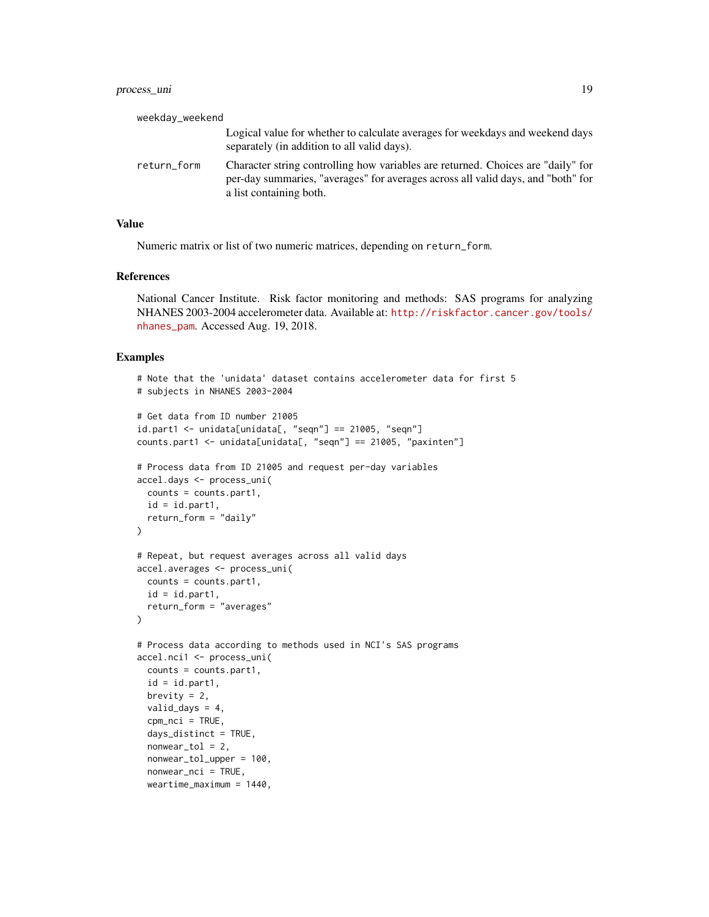| | |
|---|---|
| weekday_weekend | Logical value for whether to calculate averages for weekdays and weekend days separately (in addition to all valid days). |
| return_form | Character string controlling how variables are returned. Choices are "daily" for per-day summaries, "averages" for averages across all valid days, and "both" for a list containing both. |

## Value

Numeric matrix or list of two numeric matrices, depending on `return_form`.

## References

National Cancer Institute. Risk factor monitoring and methods: SAS programs for analyzing NHANES 2003-2004 accelerometer data. Available at: http://riskfactor.cancer.gov/tools/nhanes_pam. Accessed Aug. 19, 2018.

## Examples

```
# Note that the 'unidata' dataset contains accelerometer data for first 5
# subjects in NHANES 2003-2004

# Get data from ID number 21005
id.part1 <- unidata[unidata[, "seqn"] == 21005, "seqn"]
counts.part1 <- unidata[unidata[, "seqn"] == 21005, "paxinten"]

# Process data from ID 21005 and request per-day variables
accel.days <- process_uni(
  counts = counts.part1,
  id = id.part1,
  return_form = "daily"
)

# Repeat, but request averages across all valid days
accel.averages <- process_uni(
  counts = counts.part1,
  id = id.part1,
  return_form = "averages"
)

# Process data according to methods used in NCI's SAS programs
accel.nci1 <- process_uni(
  counts = counts.part1,
  id = id.part1,
  brevity = 2,
  valid_days = 4,
  cpm_nci = TRUE,
  days_distinct = TRUE,
  nonwear_tol = 2,
  nonwear_tol_upper = 100,
  nonwear_nci = TRUE,
  weartime_maximum = 1440,
```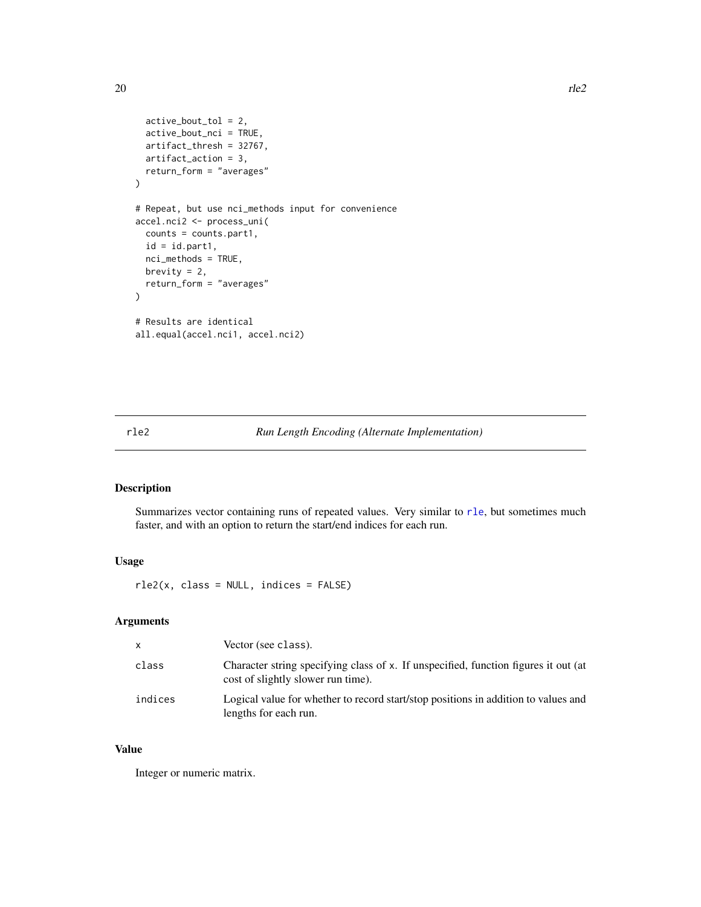```
  active_bout_tol = 2,
  active_bout_nci = TRUE,
  artifact_thresh = 32767,
  artifact_action = 3,
  return_form = "averages"
)

# Repeat, but use nci_methods input for convenience
accel.nci2 <- process_uni(
  counts = counts.part1,
  id = id.part1,
  nci_methods = TRUE,
  brevity = 2,
  return_form = "averages"
)

# Results are identical
all.equal(accel.nci1, accel.nci2)
```

---

## rle2 — *Run Length Encoding (Alternate Implementation)*

---

### Description

Summarizes vector containing runs of repeated values. Very similar to `rle`, but sometimes much faster, and with an option to return the start/end indices for each run.

### Usage

```
rle2(x, class = NULL, indices = FALSE)
```

### Arguments

| | |
|---|---|
| `x` | Vector (see `class`). |
| `class` | Character string specifying class of `x`. If unspecified, function figures it out (at cost of slightly slower run time). |
| `indices` | Logical value for whether to record start/stop positions in addition to values and lengths for each run. |

### Value

Integer or numeric matrix.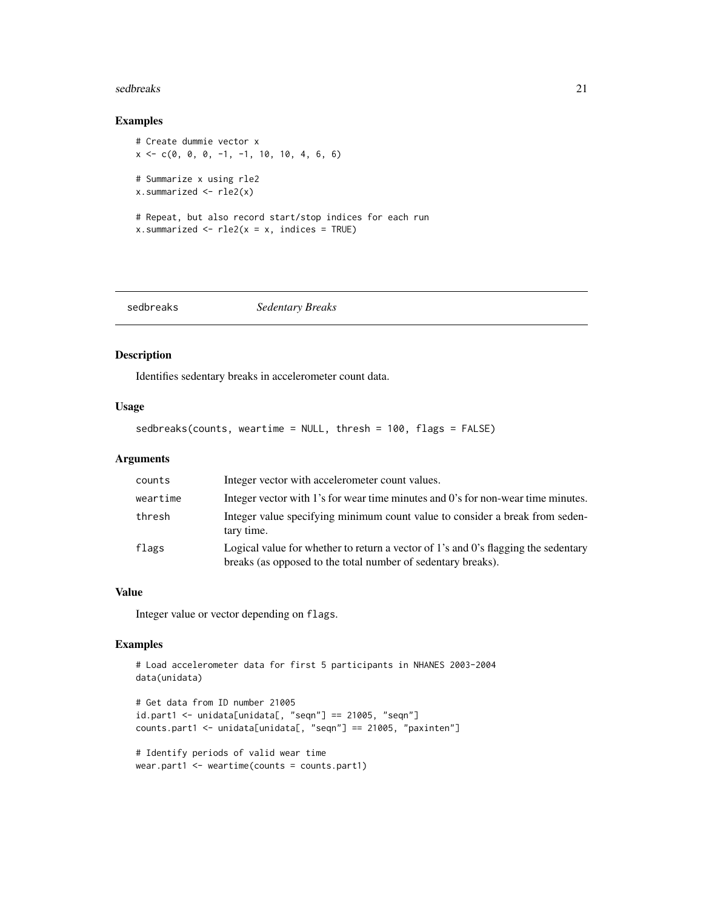## Examples

```
# Create dummie vector x
x <- c(0, 0, 0, -1, -1, 10, 10, 4, 6, 6)

# Summarize x using rle2
x.summarized <- rle2(x)

# Repeat, but also record start/stop indices for each run
x.summarized <- rle2(x = x, indices = TRUE)
```

---

# sedbreaks — *Sedentary Breaks*

## Description

Identifies sedentary breaks in accelerometer count data.

## Usage

```
sedbreaks(counts, weartime = NULL, thresh = 100, flags = FALSE)
```

## Arguments

| | |
|---|---|
| `counts` | Integer vector with accelerometer count values. |
| `weartime` | Integer vector with 1's for wear time minutes and 0's for non-wear time minutes. |
| `thresh` | Integer value specifying minimum count value to consider a break from sedentary time. |
| `flags` | Logical value for whether to return a vector of 1's and 0's flagging the sedentary breaks (as opposed to the total number of sedentary breaks). |

## Value

Integer value or vector depending on `flags`.

## Examples

```
# Load accelerometer data for first 5 participants in NHANES 2003-2004
data(unidata)

# Get data from ID number 21005
id.part1 <- unidata[unidata[, "seqn"] == 21005, "seqn"]
counts.part1 <- unidata[unidata[, "seqn"] == 21005, "paxinten"]

# Identify periods of valid wear time
wear.part1 <- weartime(counts = counts.part1)
```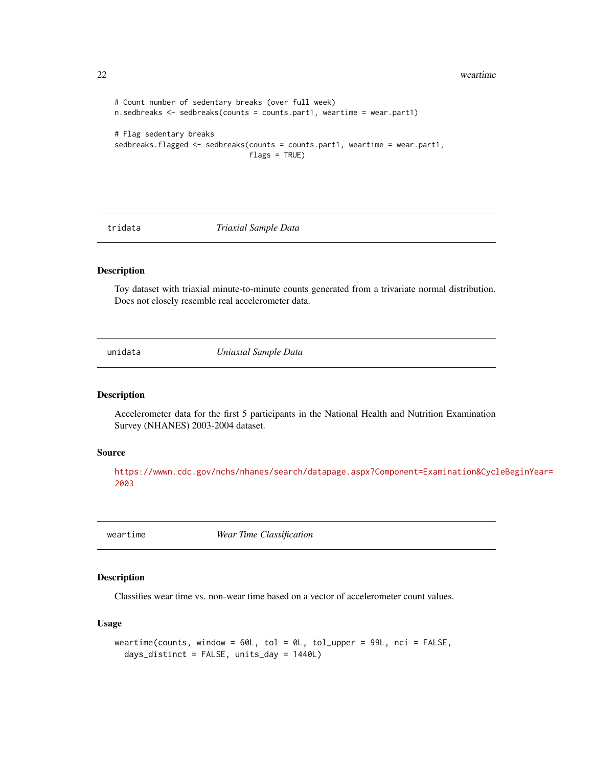```
# Count number of sedentary breaks (over full week)
n.sedbreaks <- sedbreaks(counts = counts.part1, weartime = wear.part1)

# Flag sedentary breaks
sedbreaks.flagged <- sedbreaks(counts = counts.part1, weartime = wear.part1,
                               flags = TRUE)
```

## tridata — *Triaxial Sample Data*

### Description

Toy dataset with triaxial minute-to-minute counts generated from a trivariate normal distribution. Does not closely resemble real accelerometer data.

## unidata — *Uniaxial Sample Data*

### Description

Accelerometer data for the first 5 participants in the National Health and Nutrition Examination Survey (NHANES) 2003-2004 dataset.

### Source

https://wwwn.cdc.gov/nchs/nhanes/search/datapage.aspx?Component=Examination&CycleBeginYear=2003

## weartime — *Wear Time Classification*

### Description

Classifies wear time vs. non-wear time based on a vector of accelerometer count values.

### Usage

```
weartime(counts, window = 60L, tol = 0L, tol_upper = 99L, nci = FALSE,
  days_distinct = FALSE, units_day = 1440L)
```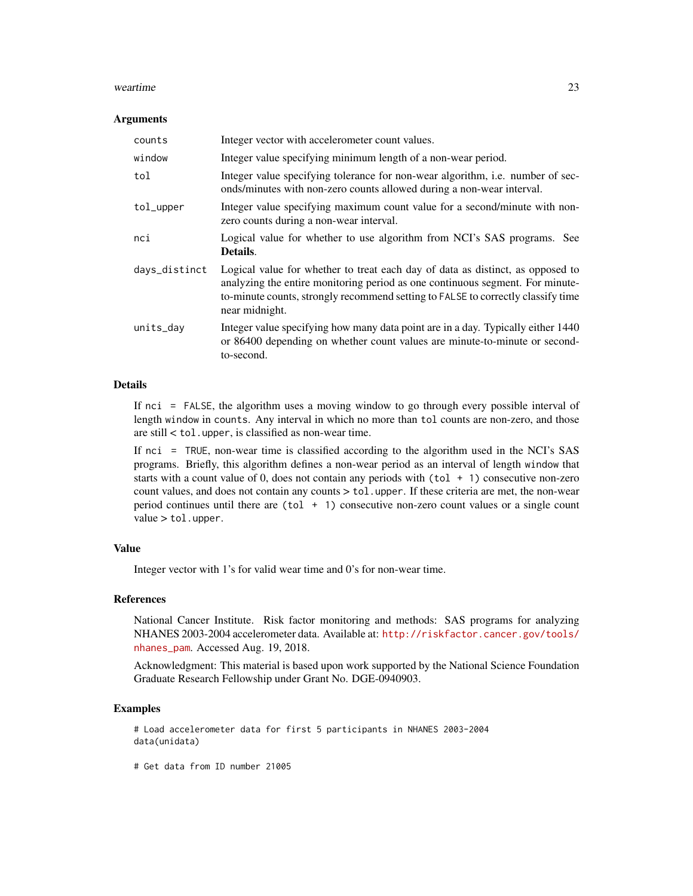## Arguments

| | |
|---|---|
| `counts` | Integer vector with accelerometer count values. |
| `window` | Integer value specifying minimum length of a non-wear period. |
| `tol` | Integer value specifying tolerance for non-wear algorithm, i.e. number of seconds/minutes with non-zero counts allowed during a non-wear interval. |
| `tol_upper` | Integer value specifying maximum count value for a second/minute with non-zero counts during a non-wear interval. |
| `nci` | Logical value for whether to use algorithm from NCI's SAS programs. See **Details**. |
| `days_distinct` | Logical value for whether to treat each day of data as distinct, as opposed to analyzing the entire monitoring period as one continuous segment. For minute-to-minute counts, strongly recommend setting to `FALSE` to correctly classify time near midnight. |
| `units_day` | Integer value specifying how many data point are in a day. Typically either 1440 or 86400 depending on whether count values are minute-to-minute or second-to-second. |

## Details

If `nci = FALSE`, the algorithm uses a moving window to go through every possible interval of length `window` in `counts`. Any interval in which no more than `tol` counts are non-zero, and those are still < `tol.upper`, is classified as non-wear time.

If `nci = TRUE`, non-wear time is classified according to the algorithm used in the NCI's SAS programs. Briefly, this algorithm defines a non-wear period as an interval of length `window` that starts with a count value of 0, does not contain any periods with `(tol + 1)` consecutive non-zero count values, and does not contain any counts > `tol.upper`. If these criteria are met, the non-wear period continues until there are `(tol + 1)` consecutive non-zero count values or a single count value > `tol.upper`.

## Value

Integer vector with 1's for valid wear time and 0's for non-wear time.

## References

National Cancer Institute. Risk factor monitoring and methods: SAS programs for analyzing NHANES 2003-2004 accelerometer data. Available at: http://riskfactor.cancer.gov/tools/nhanes_pam. Accessed Aug. 19, 2018.

Acknowledgment: This material is based upon work supported by the National Science Foundation Graduate Research Fellowship under Grant No. DGE-0940903.

## Examples

```
# Load accelerometer data for first 5 participants in NHANES 2003-2004
data(unidata)

# Get data from ID number 21005
```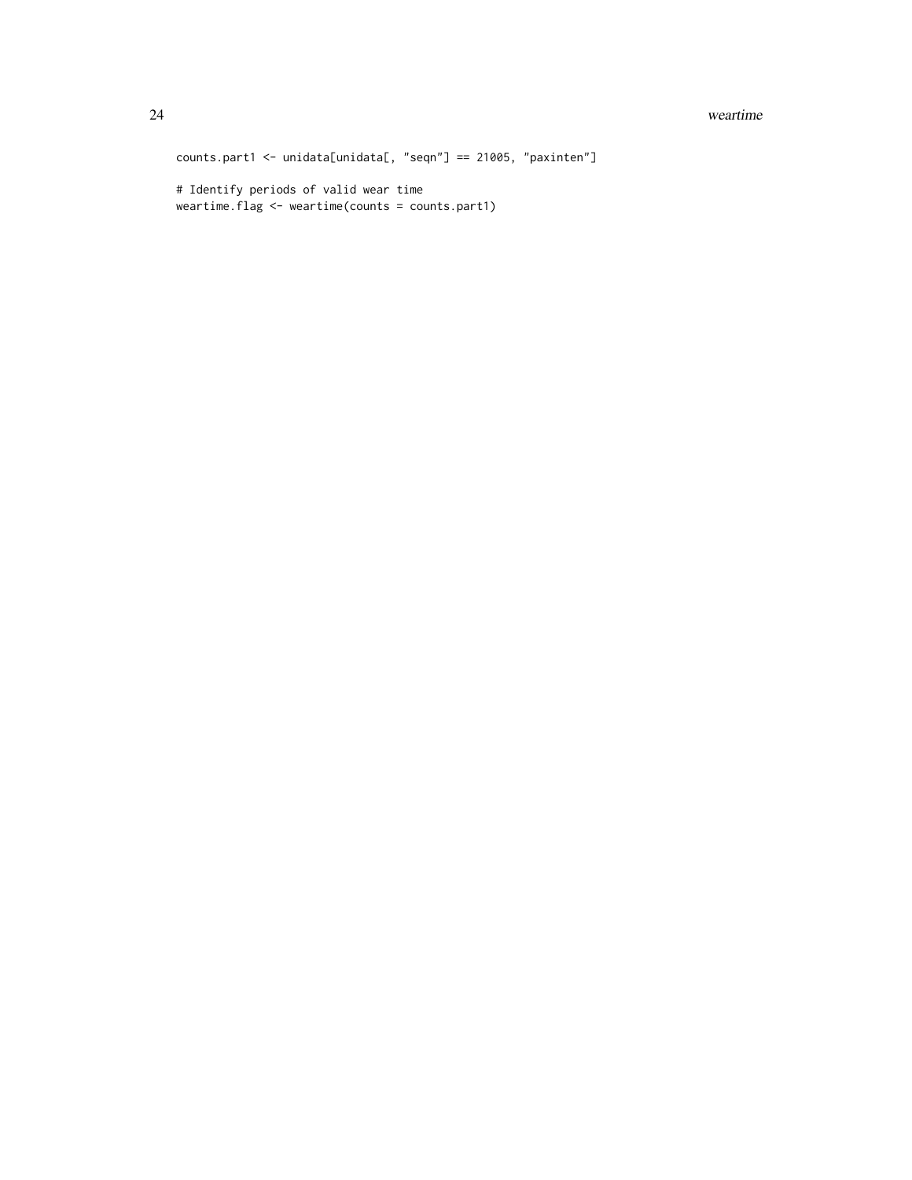```
counts.part1 <- unidata[unidata[, "seqn"] == 21005, "paxinten"]

# Identify periods of valid wear time
weartime.flag <- weartime(counts = counts.part1)
```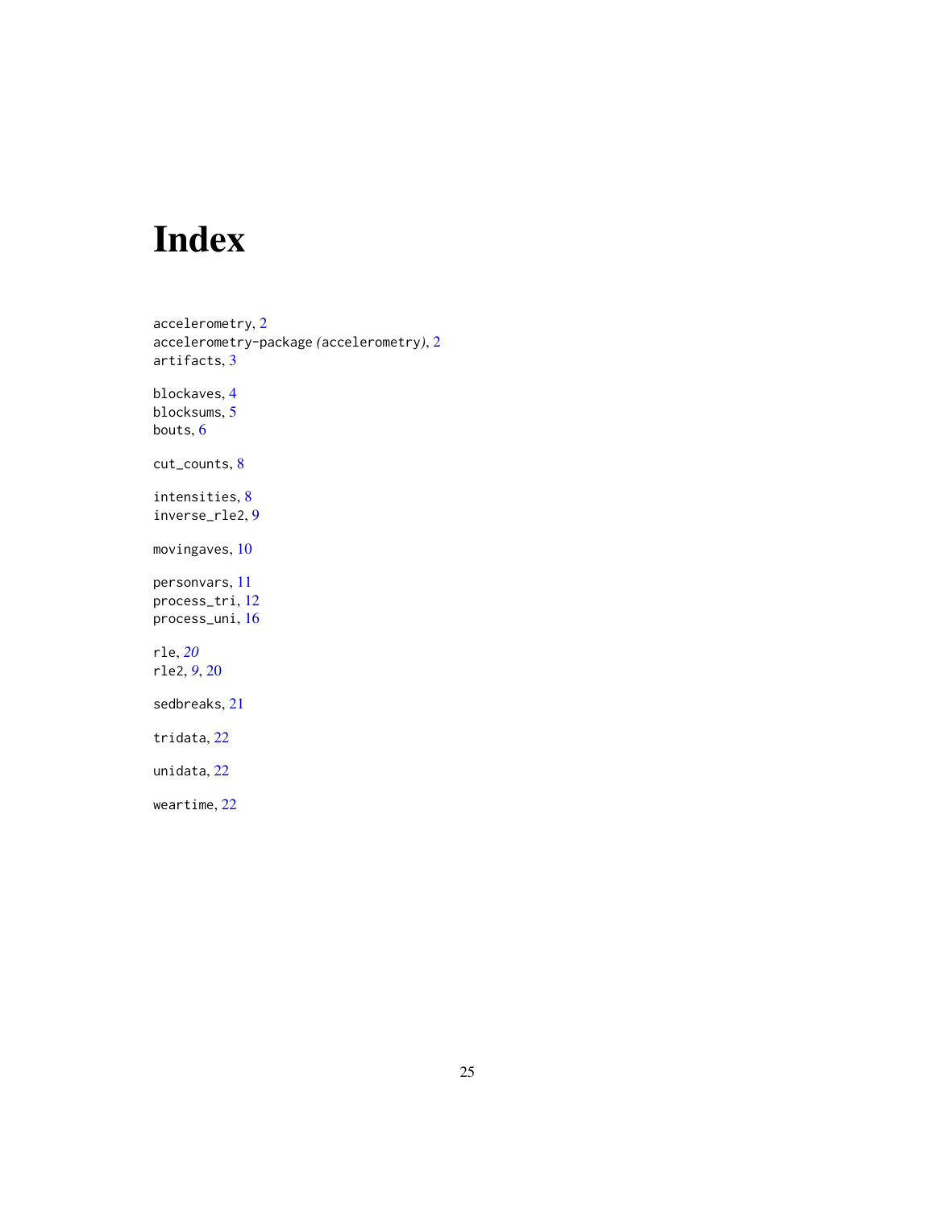# Index

accelerometry, 2
accelerometry-package *(accelerometry)*, 2
artifacts, 3

blockaves, 4
blocksums, 5
bouts, 6

cut_counts, 8

intensities, 8
inverse_rle2, 9

movingaves, 10

personvars, 11
process_tri, 12
process_uni, 16

rle, *20*
rle2, *9*, 20

sedbreaks, 21

tridata, 22

unidata, 22

weartime, 22